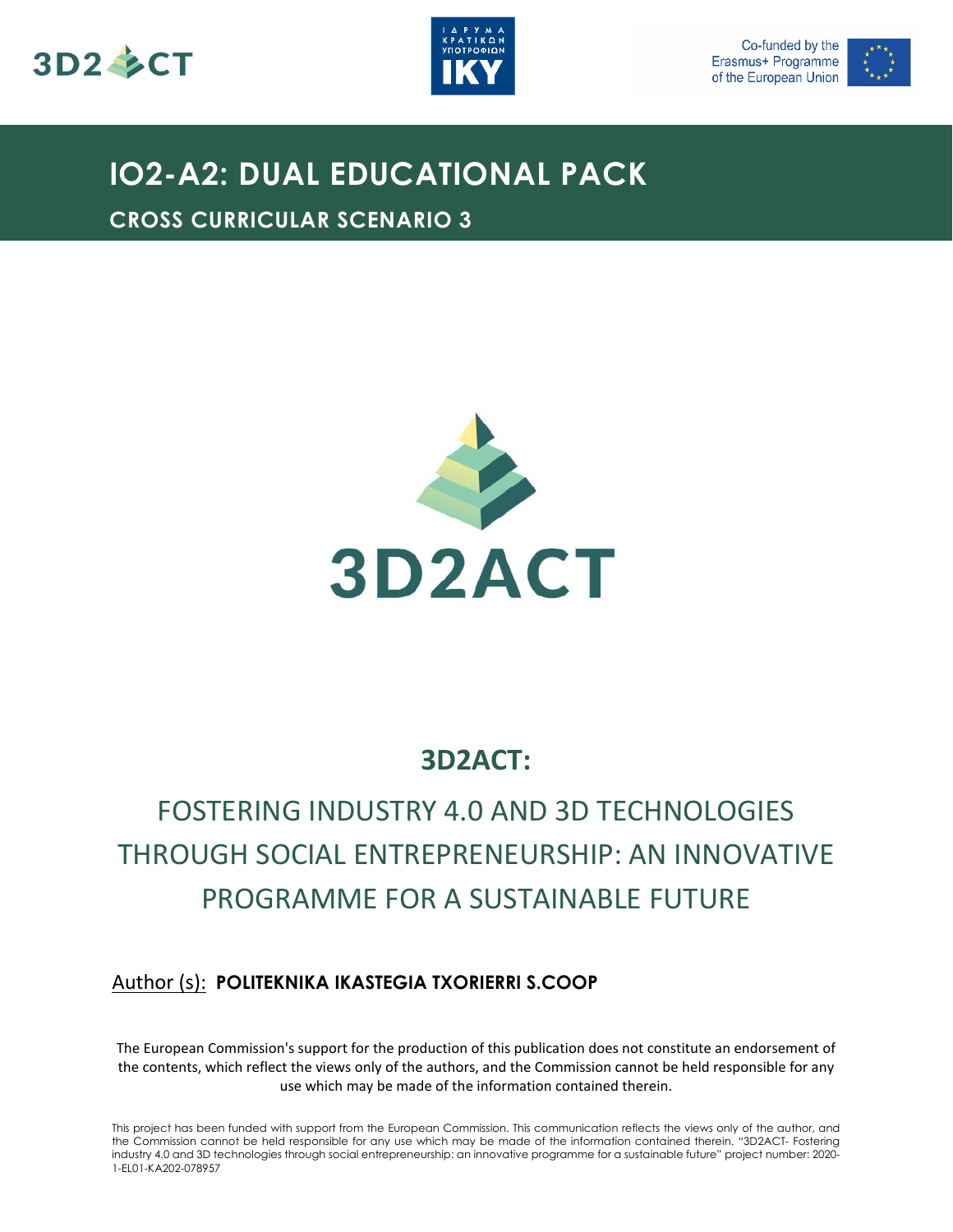# IO2-A2: DUAL EDUCATIONAL PACK

## CROSS CURRICULAR SCENARIO 3

## 3D2ACT:

FOSTERING INDUSTRY 4.0 AND 3D TECHNOLOGIES THROUGH SOCIAL ENTREPRENEURSHIP: AN INNOVATIVE PROGRAMME FOR A SUSTAINABLE FUTURE

Author (s): **POLITEKNIKA IKASTEGIA TXORIERRI S.COOP**

The European Commission's support for the production of this publication does not constitute an endorsement of the contents, which reflect the views only of the authors, and the Commission cannot be held responsible for any use which may be made of the information contained therein.

This project has been funded with support from the European Commission. This communication reflects the views only of the author, and the Commission cannot be held responsible for any use which may be made of the information contained therein. "3D2ACT- Fostering industry 4.0 and 3D technologies through social entrepreneurship: an innovative programme for a sustainable future" project number: 2020-1-EL01-KA202-078957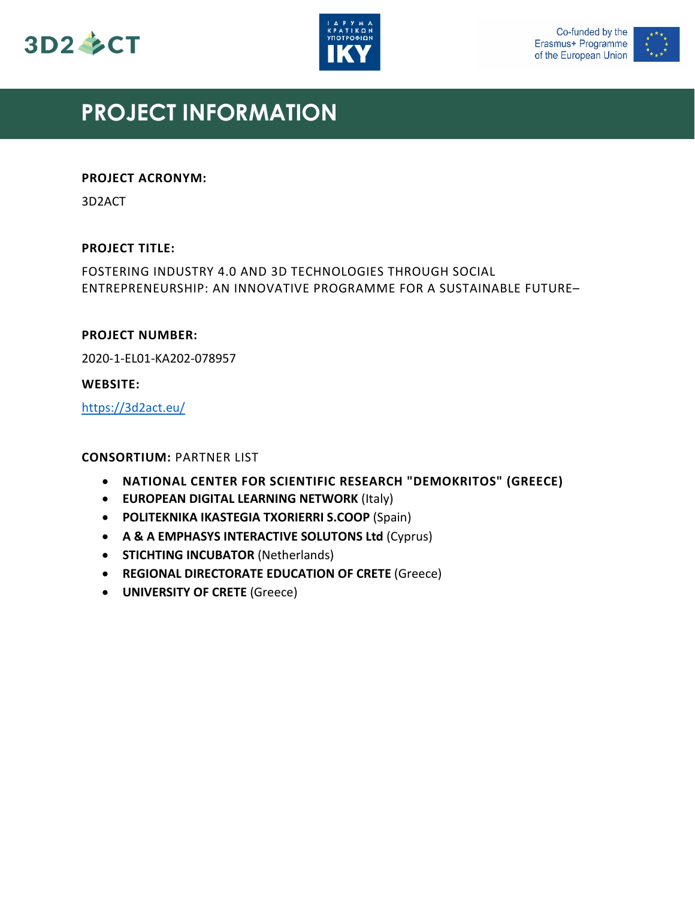# PROJECT INFORMATION

**PROJECT ACRONYM:**

3D2ACT

**PROJECT TITLE:**

FOSTERING INDUSTRY 4.0 AND 3D TECHNOLOGIES THROUGH SOCIAL ENTREPRENEURSHIP: AN INNOVATIVE PROGRAMME FOR A SUSTAINABLE FUTURE–

**PROJECT NUMBER:**

2020-1-EL01-KA202-078957

**WEBSITE:**

https://3d2act.eu/

**CONSORTIUM:** PARTNER LIST

- **NATIONAL CENTER FOR SCIENTIFIC RESEARCH "DEMOKRITOS" (GREECE)**
- **EUROPEAN DIGITAL LEARNING NETWORK** (Italy)
- **POLITEKNIKA IKASTEGIA TXORIERRI S.COOP** (Spain)
- **A & A EMPHASYS INTERACTIVE SOLUTONS Ltd** (Cyprus)
- **STICHTING INCUBATOR** (Netherlands)
- **REGIONAL DIRECTORATE EDUCATION OF CRETE** (Greece)
- **UNIVERSITY OF CRETE** (Greece)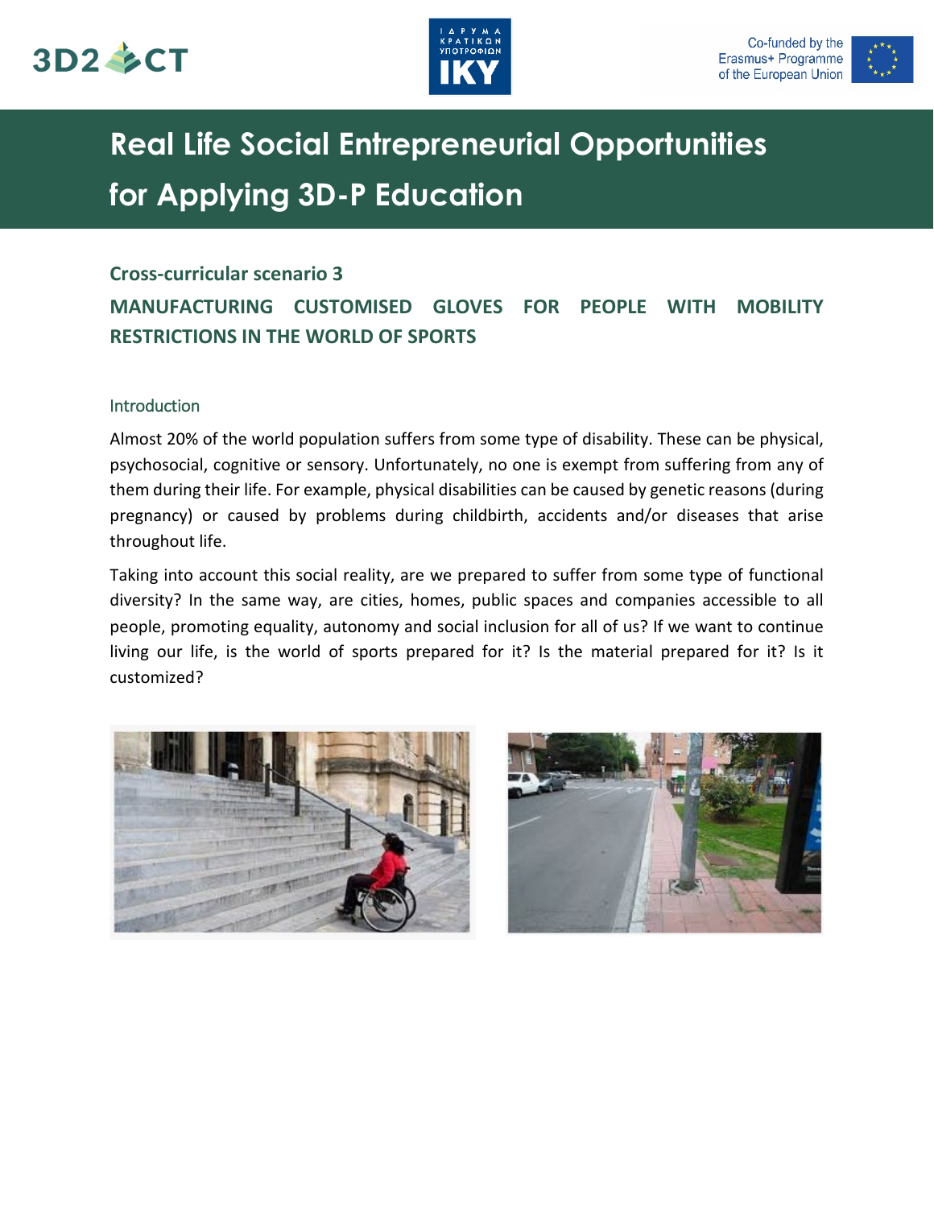# Real Life Social Entrepreneurial Opportunities for Applying 3D-P Education

## Cross-curricular scenario 3

## MANUFACTURING CUSTOMISED GLOVES FOR PEOPLE WITH MOBILITY RESTRICTIONS IN THE WORLD OF SPORTS

### Introduction

Almost 20% of the world population suffers from some type of disability. These can be physical, psychosocial, cognitive or sensory. Unfortunately, no one is exempt from suffering from any of them during their life. For example, physical disabilities can be caused by genetic reasons (during pregnancy) or caused by problems during childbirth, accidents and/or diseases that arise throughout life.

Taking into account this social reality, are we prepared to suffer from some type of functional diversity? In the same way, are cities, homes, public spaces and companies accessible to all people, promoting equality, autonomy and social inclusion for all of us? If we want to continue living our life, is the world of sports prepared for it? Is the material prepared for it? Is it customized?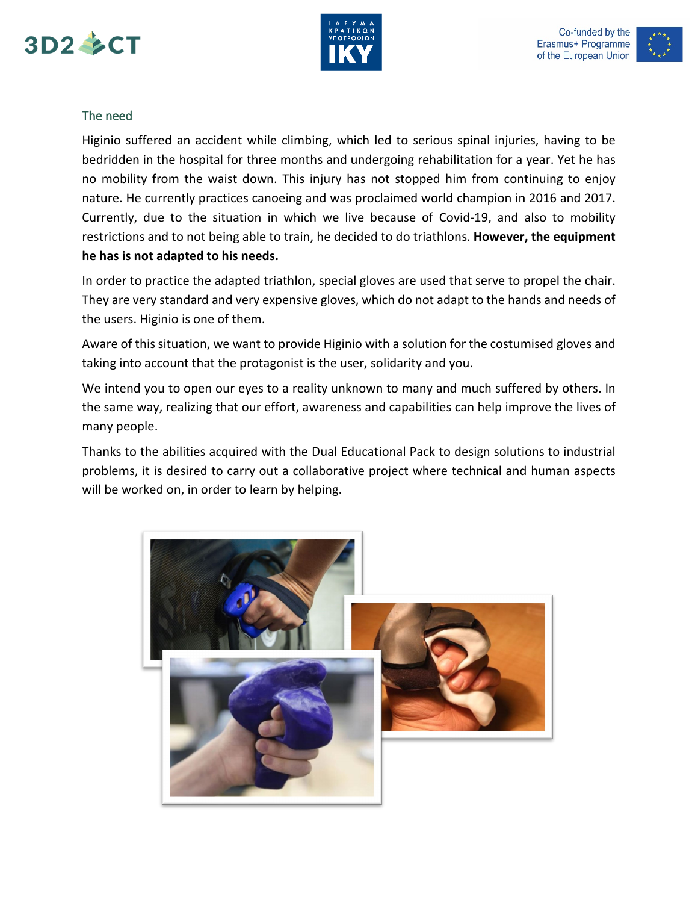## The need

Higinio suffered an accident while climbing, which led to serious spinal injuries, having to be bedridden in the hospital for three months and undergoing rehabilitation for a year. Yet he has no mobility from the waist down. This injury has not stopped him from continuing to enjoy nature. He currently practices canoeing and was proclaimed world champion in 2016 and 2017. Currently, due to the situation in which we live because of Covid-19, and also to mobility restrictions and to not being able to train, he decided to do triathlons. **However, the equipment he has is not adapted to his needs.**

In order to practice the adapted triathlon, special gloves are used that serve to propel the chair. They are very standard and very expensive gloves, which do not adapt to the hands and needs of the users. Higinio is one of them.

Aware of this situation, we want to provide Higinio with a solution for the costumised gloves and taking into account that the protagonist is the user, solidarity and you.

We intend you to open our eyes to a reality unknown to many and much suffered by others. In the same way, realizing that our effort, awareness and capabilities can help improve the lives of many people.

Thanks to the abilities acquired with the Dual Educational Pack to design solutions to industrial problems, it is desired to carry out a collaborative project where technical and human aspects will be worked on, in order to learn by helping.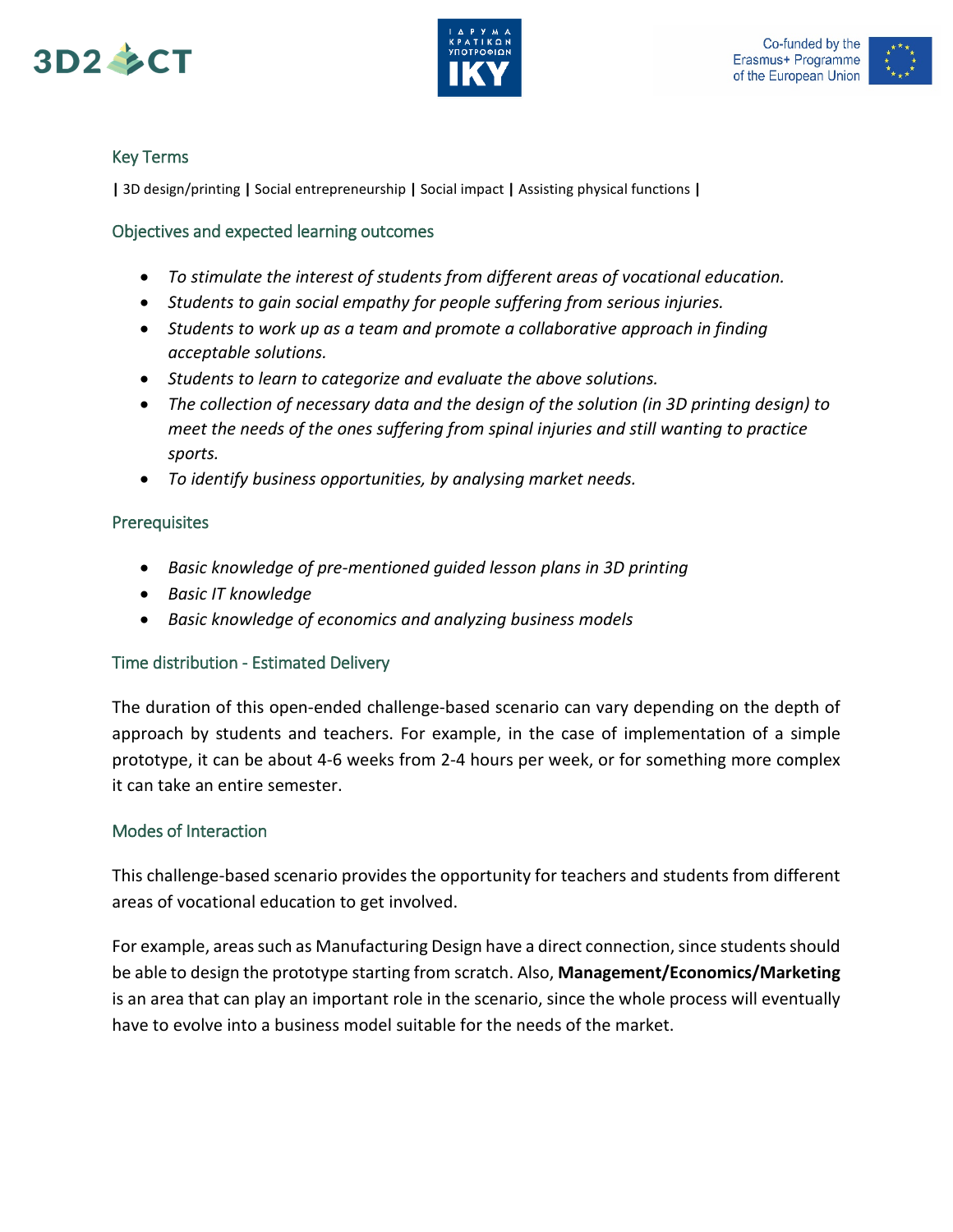### Key Terms

| 3D design/printing | Social entrepreneurship | Social impact | Assisting physical functions |

### Objectives and expected learning outcomes

- *To stimulate the interest of students from different areas of vocational education.*
- *Students to gain social empathy for people suffering from serious injuries.*
- *Students to work up as a team and promote a collaborative approach in finding acceptable solutions.*
- *Students to learn to categorize and evaluate the above solutions.*
- *The collection of necessary data and the design of the solution (in 3D printing design) to meet the needs of the ones suffering from spinal injuries and still wanting to practice sports.*
- *To identify business opportunities, by analysing market needs.*

### Prerequisites

- *Basic knowledge of pre-mentioned guided lesson plans in 3D printing*
- *Basic IT knowledge*
- *Basic knowledge of economics and analyzing business models*

### Time distribution - Estimated Delivery

The duration of this open-ended challenge-based scenario can vary depending on the depth of approach by students and teachers. For example, in the case of implementation of a simple prototype, it can be about 4-6 weeks from 2-4 hours per week, or for something more complex it can take an entire semester.

### Modes of Interaction

This challenge-based scenario provides the opportunity for teachers and students from different areas of vocational education to get involved.

For example, areas such as Manufacturing Design have a direct connection, since students should be able to design the prototype starting from scratch. Also, **Management/Economics/Marketing** is an area that can play an important role in the scenario, since the whole process will eventually have to evolve into a business model suitable for the needs of the market.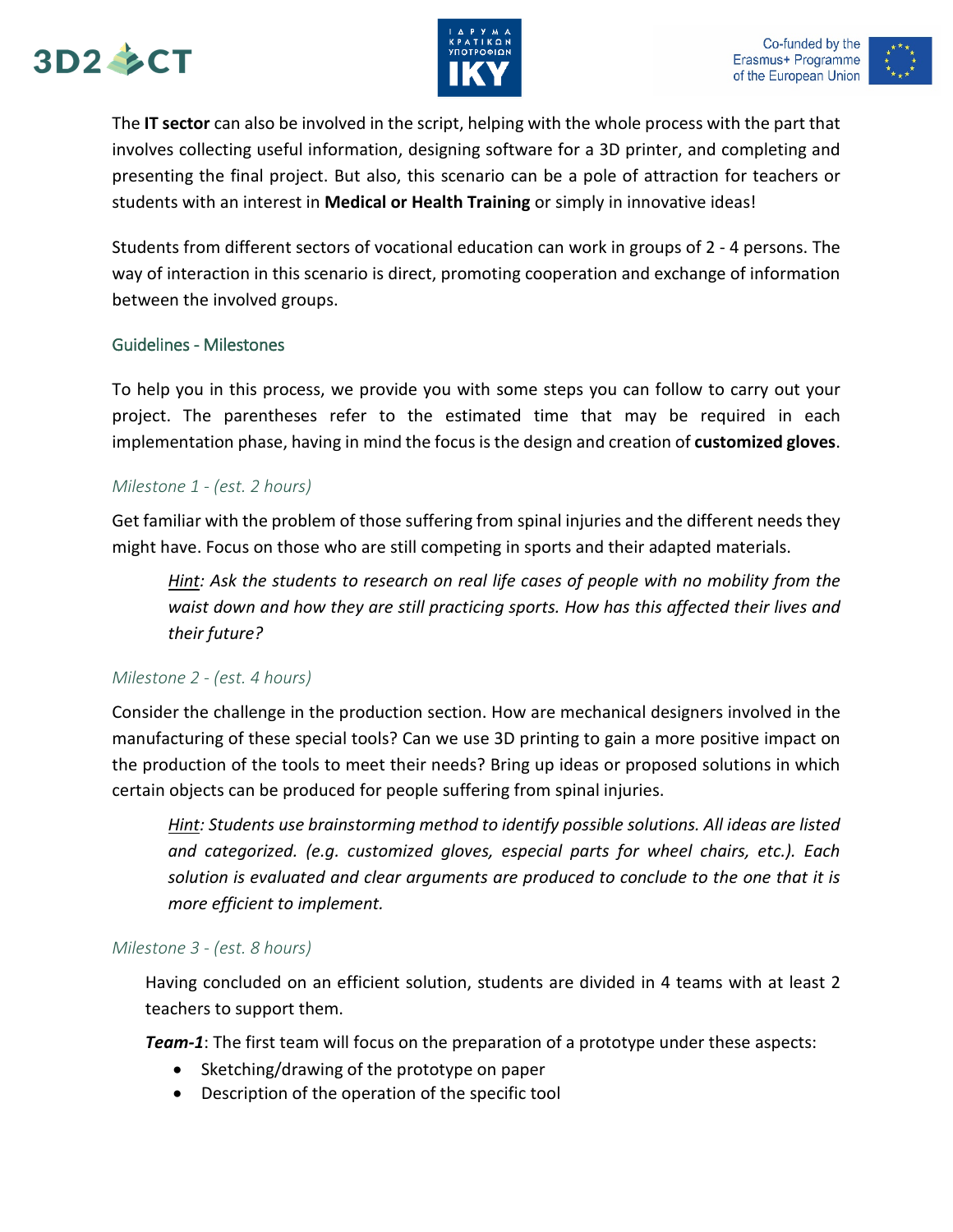The **IT sector** can also be involved in the script, helping with the whole process with the part that involves collecting useful information, designing software for a 3D printer, and completing and presenting the final project. But also, this scenario can be a pole of attraction for teachers or students with an interest in **Medical or Health Training** or simply in innovative ideas!

Students from different sectors of vocational education can work in groups of 2 - 4 persons. The way of interaction in this scenario is direct, promoting cooperation and exchange of information between the involved groups.

### Guidelines - Milestones

To help you in this process, we provide you with some steps you can follow to carry out your project. The parentheses refer to the estimated time that may be required in each implementation phase, having in mind the focus is the design and creation of **customized gloves**.

#### *Milestone 1 - (est. 2 hours)*

Get familiar with the problem of those suffering from spinal injuries and the different needs they might have. Focus on those who are still competing in sports and their adapted materials.

> *Hint: Ask the students to research on real life cases of people with no mobility from the waist down and how they are still practicing sports. How has this affected their lives and their future?*

#### *Milestone 2 - (est. 4 hours)*

Consider the challenge in the production section. How are mechanical designers involved in the manufacturing of these special tools? Can we use 3D printing to gain a more positive impact on the production of the tools to meet their needs? Bring up ideas or proposed solutions in which certain objects can be produced for people suffering from spinal injuries.

> *Hint: Students use brainstorming method to identify possible solutions. All ideas are listed and categorized. (e.g. customized gloves, especial parts for wheel chairs, etc.). Each solution is evaluated and clear arguments are produced to conclude to the one that it is more efficient to implement.*

#### *Milestone 3 - (est. 8 hours)*

Having concluded on an efficient solution, students are divided in 4 teams with at least 2 teachers to support them.

***Team-1***: The first team will focus on the preparation of a prototype under these aspects:

- Sketching/drawing of the prototype on paper
- Description of the operation of the specific tool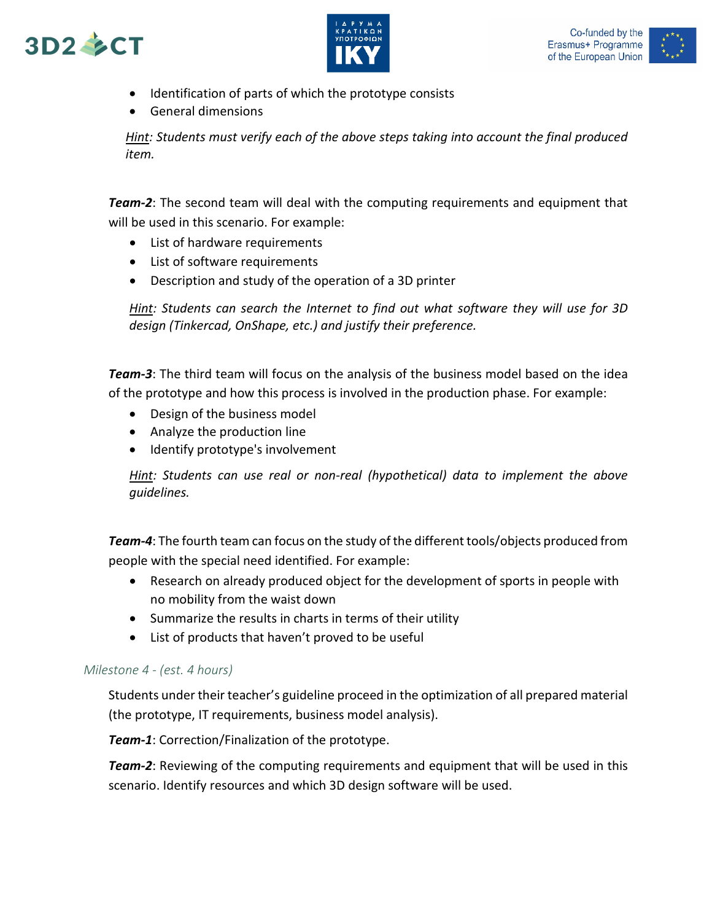- Identification of parts of which the prototype consists
- General dimensions

*Hint: Students must verify each of the above steps taking into account the final produced item.*

***Team-2***: The second team will deal with the computing requirements and equipment that will be used in this scenario. For example:

- List of hardware requirements
- List of software requirements
- Description and study of the operation of a 3D printer

*Hint: Students can search the Internet to find out what software they will use for 3D design (Tinkercad, OnShape, etc.) and justify their preference.*

***Team-3***: The third team will focus on the analysis of the business model based on the idea of the prototype and how this process is involved in the production phase. For example:

- Design of the business model
- Analyze the production line
- Identify prototype's involvement

*Hint: Students can use real or non-real (hypothetical) data to implement the above guidelines.*

***Team-4***: The fourth team can focus on the study of the different tools/objects produced from people with the special need identified. For example:

- Research on already produced object for the development of sports in people with no mobility from the waist down
- Summarize the results in charts in terms of their utility
- List of products that haven't proved to be useful

### *Milestone 4 - (est. 4 hours)*

Students under their teacher's guideline proceed in the optimization of all prepared material (the prototype, IT requirements, business model analysis).

***Team-1***: Correction/Finalization of the prototype.

***Team-2***: Reviewing of the computing requirements and equipment that will be used in this scenario. Identify resources and which 3D design software will be used.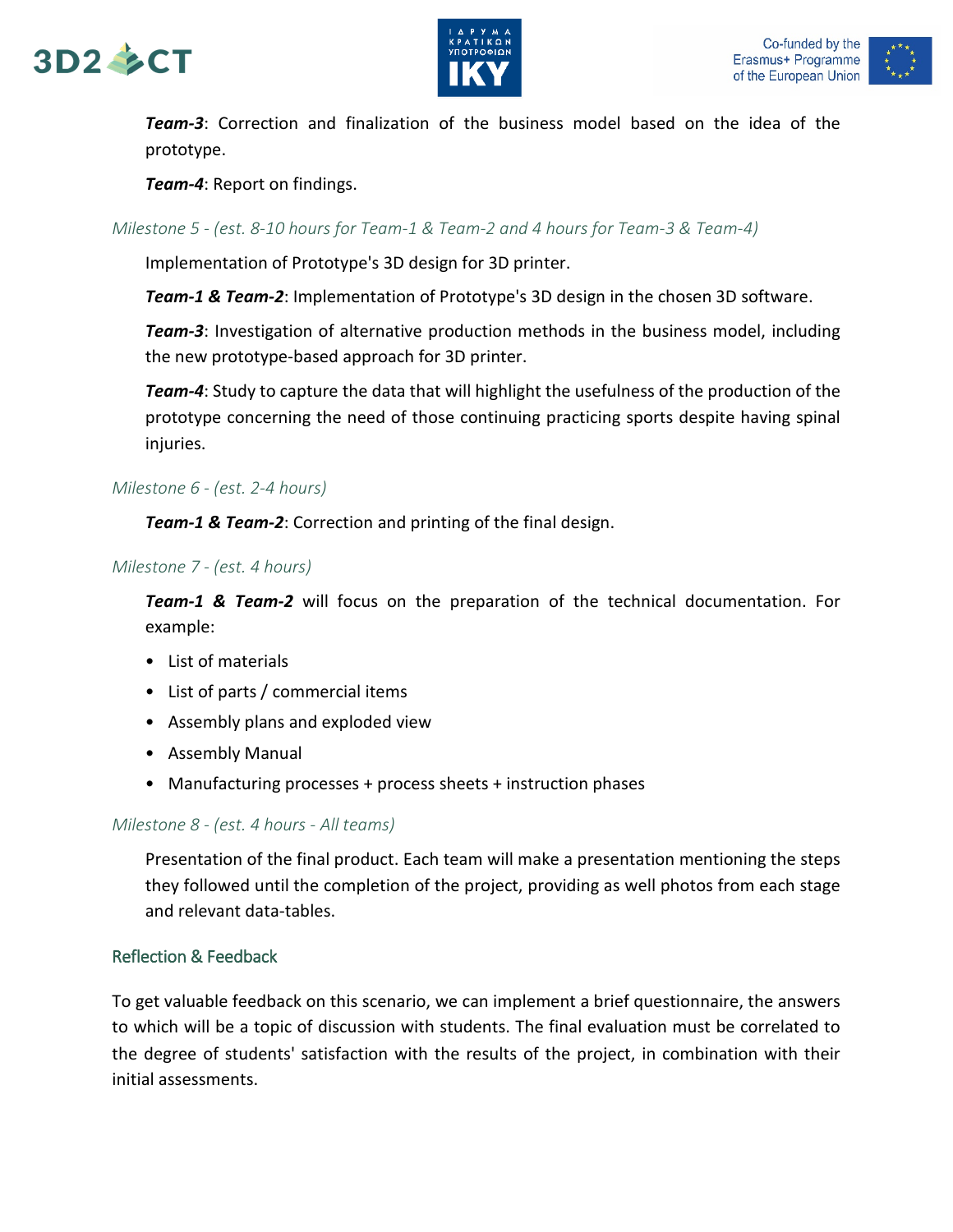***Team-3***: Correction and finalization of the business model based on the idea of the prototype.

***Team-4***: Report on findings.

*Milestone 5 - (est. 8-10 hours for Team-1 & Team-2 and 4 hours for Team-3 & Team-4)*

Implementation of Prototype's 3D design for 3D printer.

***Team-1 & Team-2***: Implementation of Prototype's 3D design in the chosen 3D software.

***Team-3***: Investigation of alternative production methods in the business model, including the new prototype-based approach for 3D printer.

***Team-4***: Study to capture the data that will highlight the usefulness of the production of the prototype concerning the need of those continuing practicing sports despite having spinal injuries.

*Milestone 6 - (est. 2-4 hours)*

***Team-1 & Team-2***: Correction and printing of the final design.

*Milestone 7 - (est. 4 hours)*

***Team-1 & Team-2*** will focus on the preparation of the technical documentation. For example:

- List of materials
- List of parts / commercial items
- Assembly plans and exploded view
- Assembly Manual
- Manufacturing processes + process sheets + instruction phases

*Milestone 8 - (est. 4 hours - All teams)*

Presentation of the final product. Each team will make a presentation mentioning the steps they followed until the completion of the project, providing as well photos from each stage and relevant data-tables.

### Reflection & Feedback

To get valuable feedback on this scenario, we can implement a brief questionnaire, the answers to which will be a topic of discussion with students. The final evaluation must be correlated to the degree of students' satisfaction with the results of the project, in combination with their initial assessments.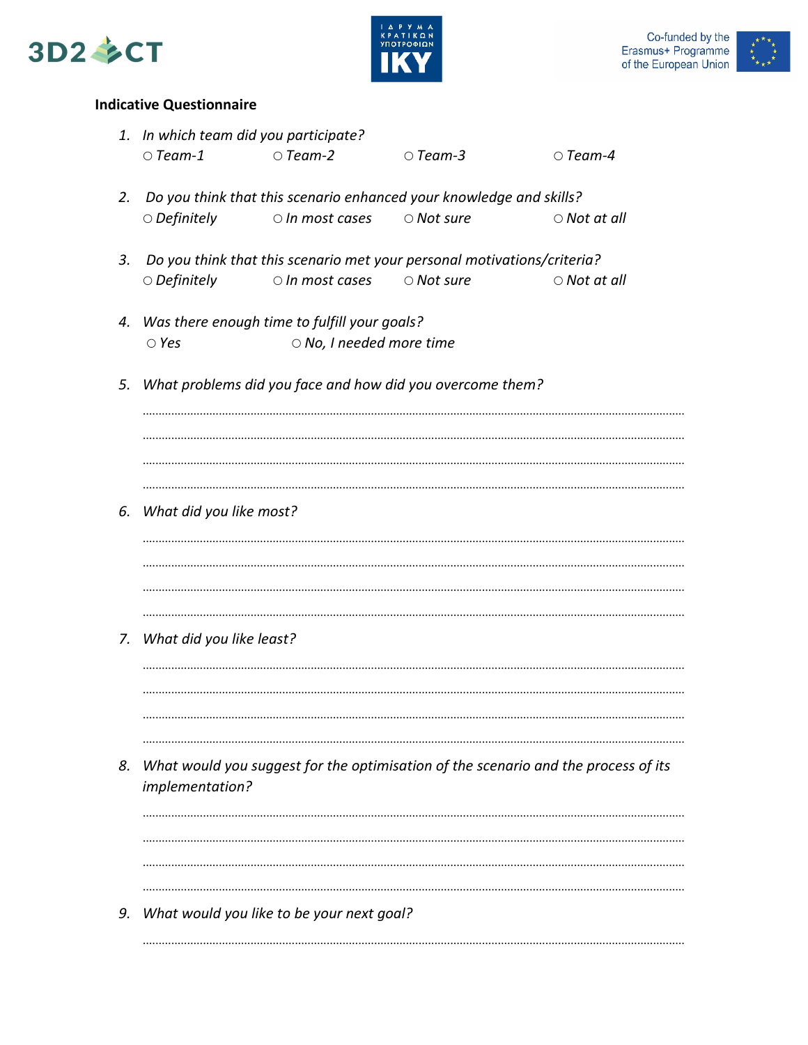**Indicative Questionnaire**

1. *In which team did you participate?*
   ○ *Team-1* ○ *Team-2* ○ *Team-3* ○ *Team-4*

2. *Do you think that this scenario enhanced your knowledge and skills?*
   ○ *Definitely* ○ *In most cases* ○ *Not sure* ○ *Not at all*

3. *Do you think that this scenario met your personal motivations/criteria?*
   ○ *Definitely* ○ *In most cases* ○ *Not sure* ○ *Not at all*

4. *Was there enough time to fulfill your goals?*
   ○ *Yes* ○ *No, I needed more time*

5. *What problems did you face and how did you overcome them?*

   ......................................................................................................................................................

   ......................................................................................................................................................

   ......................................................................................................................................................

   ......................................................................................................................................................

6. *What did you like most?*

   ......................................................................................................................................................

   ......................................................................................................................................................

   ......................................................................................................................................................

   ......................................................................................................................................................

7. *What did you like least?*

   ......................................................................................................................................................

   ......................................................................................................................................................

   ......................................................................................................................................................

   ......................................................................................................................................................

8. *What would you suggest for the optimisation of the scenario and the process of its implementation?*

   ......................................................................................................................................................

   ......................................................................................................................................................

   ......................................................................................................................................................

   ......................................................................................................................................................

9. *What would you like to be your next goal?*

   ......................................................................................................................................................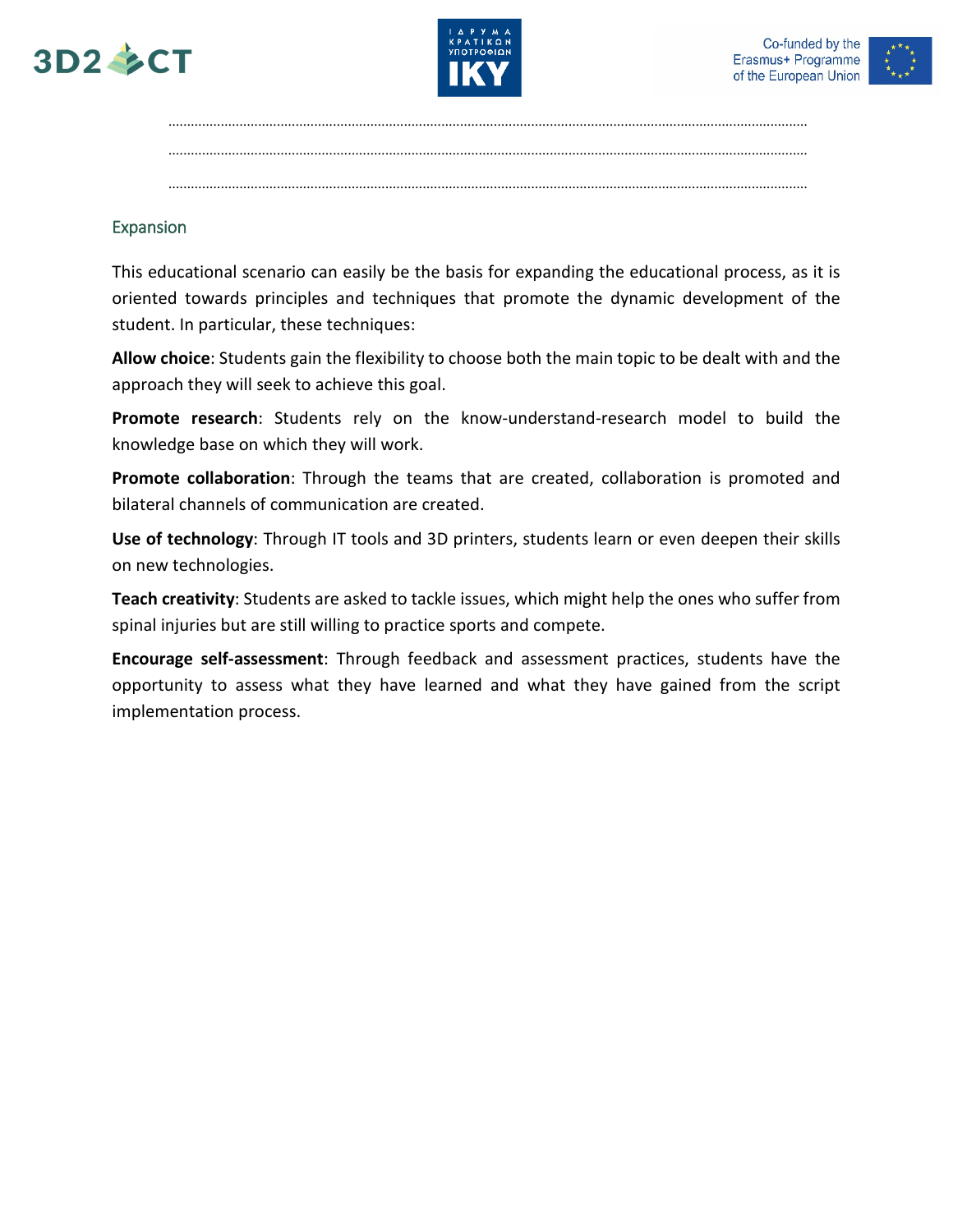……………………………………………………………………………………………………………………………………………

……………………………………………………………………………………………………………………………………………

……………………………………………………………………………………………………………………………………………

## Expansion

This educational scenario can easily be the basis for expanding the educational process, as it is oriented towards principles and techniques that promote the dynamic development of the student. In particular, these techniques:

**Allow choice**: Students gain the flexibility to choose both the main topic to be dealt with and the approach they will seek to achieve this goal.

**Promote research**: Students rely on the know-understand-research model to build the knowledge base on which they will work.

**Promote collaboration**: Through the teams that are created, collaboration is promoted and bilateral channels of communication are created.

**Use of technology**: Through IT tools and 3D printers, students learn or even deepen their skills on new technologies.

**Teach creativity**: Students are asked to tackle issues, which might help the ones who suffer from spinal injuries but are still willing to practice sports and compete.

**Encourage self-assessment**: Through feedback and assessment practices, students have the opportunity to assess what they have learned and what they have gained from the script implementation process.